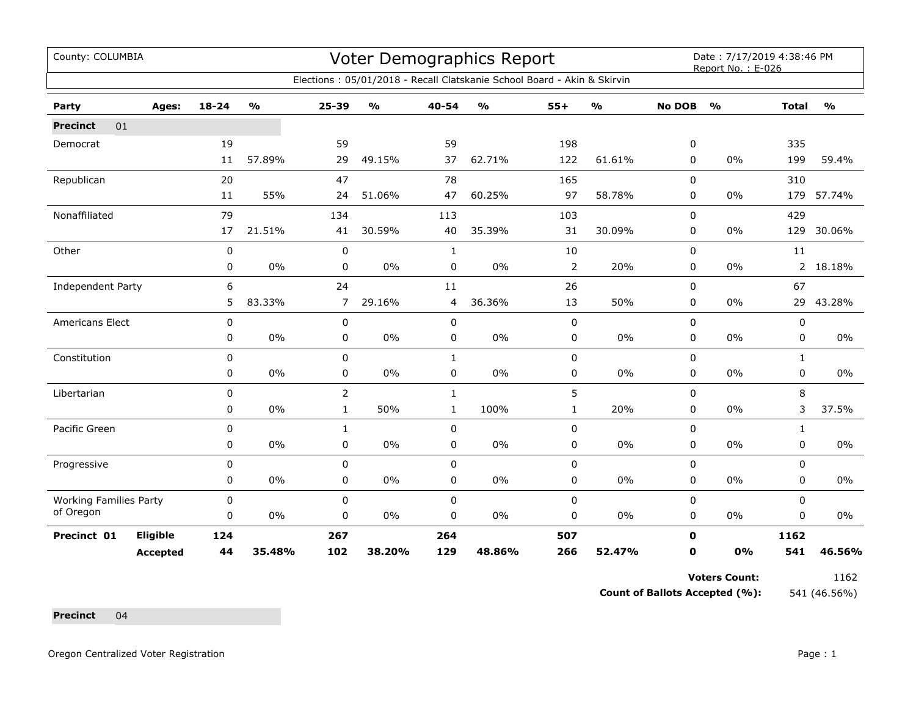County: COLUMBIA

# Voter Demographics Report

Date : 7/17/2019 4:38:46 PM
Report No. : E-026

Elections : 05/01/2018 - Recall Clatskanie School Board - Akin & Skirvin

| Party | Ages: | 18-24 | % | 25-39 | % | 40-54 | % | 55+ | % | No DOB | % | Total | % |
|---|---|---|---|---|---|---|---|---|---|---|---|---|---|
| **Precinct** 01 | | | | | | | | | | | | | |
| Democrat | | 19 | | 59 | | 59 | | 198 | | 0 | | 335 | |
| | | 11 | 57.89% | 29 | 49.15% | 37 | 62.71% | 122 | 61.61% | 0 | 0% | 199 | 59.4% |
| Republican | | 20 | | 47 | | 78 | | 165 | | 0 | | 310 | |
| | | 11 | 55% | 24 | 51.06% | 47 | 60.25% | 97 | 58.78% | 0 | 0% | 179 | 57.74% |
| Nonaffiliated | | 79 | | 134 | | 113 | | 103 | | 0 | | 429 | |
| | | 17 | 21.51% | 41 | 30.59% | 40 | 35.39% | 31 | 30.09% | 0 | 0% | 129 | 30.06% |
| Other | | 0 | | 0 | | 1 | | 10 | | 0 | | 11 | |
| | | 0 | 0% | 0 | 0% | 0 | 0% | 2 | 20% | 0 | 0% | 2 | 18.18% |
| Independent Party | | 6 | | 24 | | 11 | | 26 | | 0 | | 67 | |
| | | 5 | 83.33% | 7 | 29.16% | 4 | 36.36% | 13 | 50% | 0 | 0% | 29 | 43.28% |
| Americans Elect | | 0 | | 0 | | 0 | | 0 | | 0 | | 0 | |
| | | 0 | 0% | 0 | 0% | 0 | 0% | 0 | 0% | 0 | 0% | 0 | 0% |
| Constitution | | 0 | | 0 | | 1 | | 0 | | 0 | | 1 | |
| | | 0 | 0% | 0 | 0% | 0 | 0% | 0 | 0% | 0 | 0% | 0 | 0% |
| Libertarian | | 0 | | 2 | | 1 | | 5 | | 0 | | 8 | |
| | | 0 | 0% | 1 | 50% | 1 | 100% | 1 | 20% | 0 | 0% | 3 | 37.5% |
| Pacific Green | | 0 | | 1 | | 0 | | 0 | | 0 | | 1 | |
| | | 0 | 0% | 0 | 0% | 0 | 0% | 0 | 0% | 0 | 0% | 0 | 0% |
| Progressive | | 0 | | 0 | | 0 | | 0 | | 0 | | 0 | |
| | | 0 | 0% | 0 | 0% | 0 | 0% | 0 | 0% | 0 | 0% | 0 | 0% |
| Working Families Party of Oregon | | 0 | | 0 | | 0 | | 0 | | 0 | | 0 | |
| | | 0 | 0% | 0 | 0% | 0 | 0% | 0 | 0% | 0 | 0% | 0 | 0% |
| **Precinct 01** | **Eligible** | **124** | | **267** | | **264** | | **507** | | **0** | | **1162** | |
| | **Accepted** | **44** | **35.48%** | **102** | **38.20%** | **129** | **48.86%** | **266** | **52.47%** | **0** | **0%** | **541** | **46.56%** |

**Voters Count:** 1162

**Count of Ballots Accepted (%):** 541 (46.56%)

**Precinct** 04

Oregon Centralized Voter Registration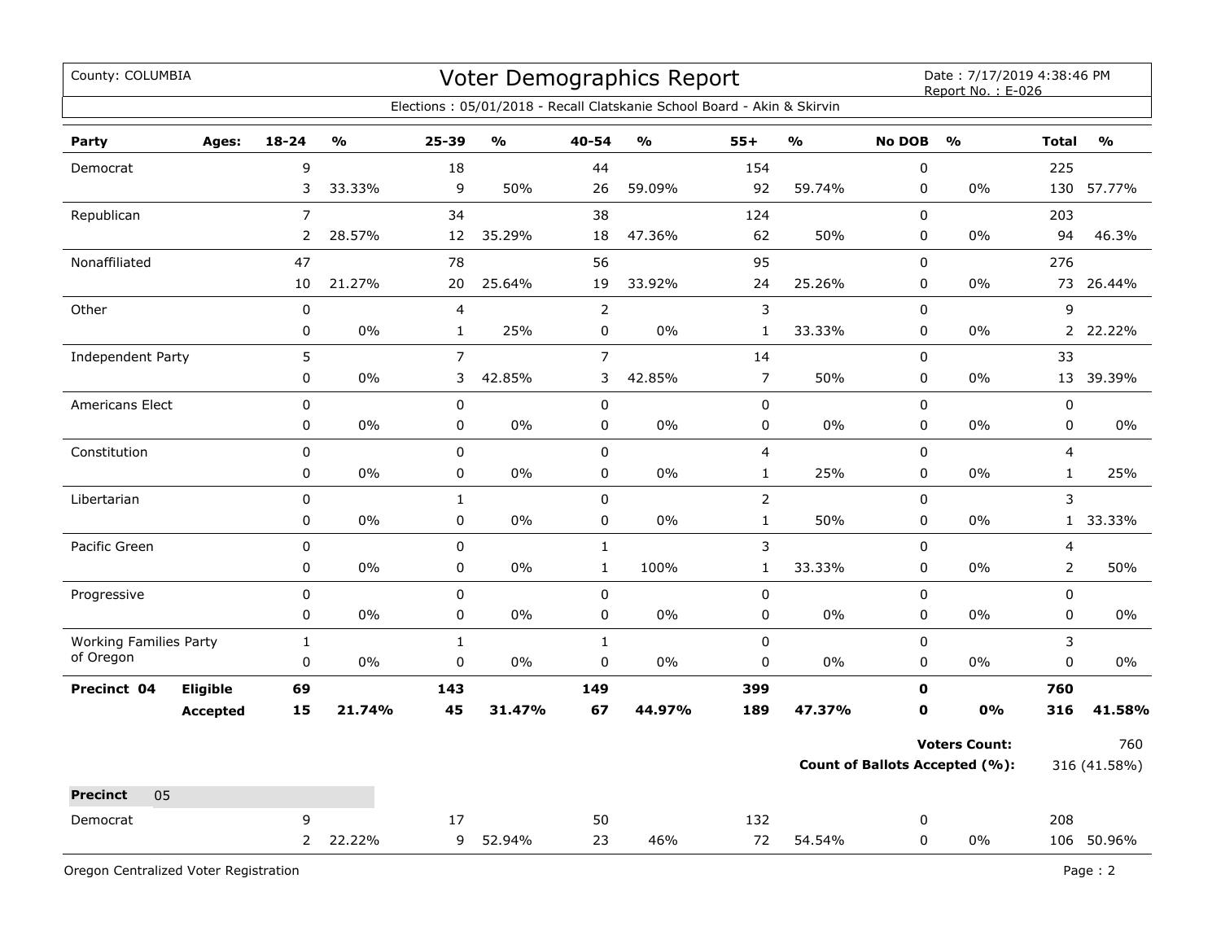County: COLUMBIA

# Voter Demographics Report

Date : 7/17/2019 4:38:46 PM
Report No. : E-026

Elections : 05/01/2018 - Recall Clatskanie School Board - Akin & Skirvin

| Party | Ages: | 18-24 | % | 25-39 | % | 40-54 | % | 55+ | % | No DOB | % | Total | % |
|---|---|---|---|---|---|---|---|---|---|---|---|---|---|
| Democrat | | 9 | | 18 | | 44 | | 154 | | 0 | | 225 | |
| | | 3 | 33.33% | 9 | 50% | 26 | 59.09% | 92 | 59.74% | 0 | 0% | 130 | 57.77% |
| Republican | | 7 | | 34 | | 38 | | 124 | | 0 | | 203 | |
| | | 2 | 28.57% | 12 | 35.29% | 18 | 47.36% | 62 | 50% | 0 | 0% | 94 | 46.3% |
| Nonaffiliated | | 47 | | 78 | | 56 | | 95 | | 0 | | 276 | |
| | | 10 | 21.27% | 20 | 25.64% | 19 | 33.92% | 24 | 25.26% | 0 | 0% | 73 | 26.44% |
| Other | | 0 | | 4 | | 2 | | 3 | | 0 | | 9 | |
| | | 0 | 0% | 1 | 25% | 0 | 0% | 1 | 33.33% | 0 | 0% | 2 | 22.22% |
| Independent Party | | 5 | | 7 | | 7 | | 14 | | 0 | | 33 | |
| | | 0 | 0% | 3 | 42.85% | 3 | 42.85% | 7 | 50% | 0 | 0% | 13 | 39.39% |
| Americans Elect | | 0 | | 0 | | 0 | | 0 | | 0 | | 0 | |
| | | 0 | 0% | 0 | 0% | 0 | 0% | 0 | 0% | 0 | 0% | 0 | 0% |
| Constitution | | 0 | | 0 | | 0 | | 4 | | 0 | | 4 | |
| | | 0 | 0% | 0 | 0% | 0 | 0% | 1 | 25% | 0 | 0% | 1 | 25% |
| Libertarian | | 0 | | 1 | | 0 | | 2 | | 0 | | 3 | |
| | | 0 | 0% | 0 | 0% | 0 | 0% | 1 | 50% | 0 | 0% | 1 | 33.33% |
| Pacific Green | | 0 | | 0 | | 1 | | 3 | | 0 | | 4 | |
| | | 0 | 0% | 0 | 0% | 1 | 100% | 1 | 33.33% | 0 | 0% | 2 | 50% |
| Progressive | | 0 | | 0 | | 0 | | 0 | | 0 | | 0 | |
| | | 0 | 0% | 0 | 0% | 0 | 0% | 0 | 0% | 0 | 0% | 0 | 0% |
| Working Families Party of Oregon | | 1 | | 1 | | 1 | | 0 | | 0 | | 3 | |
| | | 0 | 0% | 0 | 0% | 0 | 0% | 0 | 0% | 0 | 0% | 0 | 0% |
| **Precinct 04** | **Eligible** | **69** | | **143** | | **149** | | **399** | | **0** | | **760** | |
| | **Accepted** | **15** | **21.74%** | **45** | **31.47%** | **67** | **44.97%** | **189** | **47.37%** | **0** | **0%** | **316** | **41.58%** |

**Voters Count:** 760

**Count of Ballots Accepted (%):** 316 (41.58%)

**Precinct** 05

| Party | Ages: | 18-24 | % | 25-39 | % | 40-54 | % | 55+ | % | No DOB | % | Total | % |
|---|---|---|---|---|---|---|---|---|---|---|---|---|---|
| Democrat | | 9 | | 17 | | 50 | | 132 | | 0 | | 208 | |
| | | 2 | 22.22% | 9 | 52.94% | 23 | 46% | 72 | 54.54% | 0 | 0% | 106 | 50.96% |

Oregon Centralized Voter Registration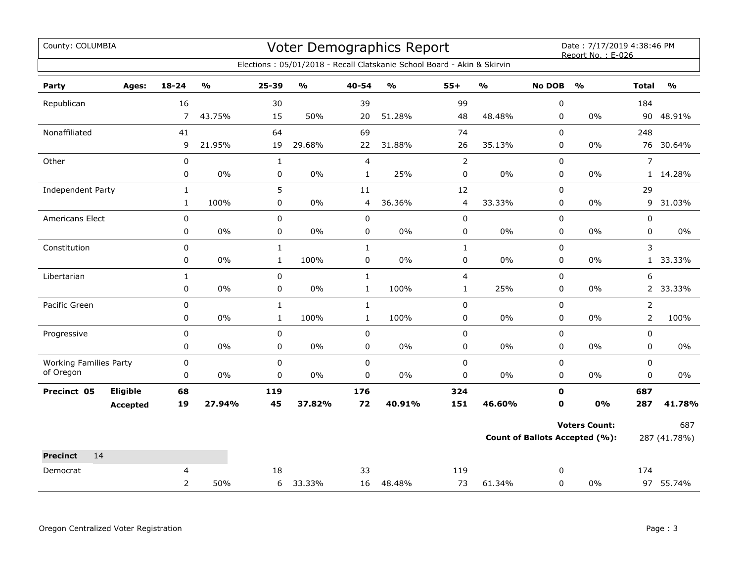County: COLUMBIA

# Voter Demographics Report

Date : 7/17/2019 4:38:46 PM
Report No. : E-026

Elections : 05/01/2018 - Recall Clatskanie School Board - Akin & Skirvin

| Party | Ages: | 18-24 | % | 25-39 | % | 40-54 | % | 55+ | % | No DOB | % | Total | % |
|---|---|---|---|---|---|---|---|---|---|---|---|---|---|
| Republican | | 16 | | 30 | | 39 | | 99 | | 0 | | 184 | |
| | | 7 | 43.75% | 15 | 50% | 20 | 51.28% | 48 | 48.48% | 0 | 0% | 90 | 48.91% |
| Nonaffiliated | | 41 | | 64 | | 69 | | 74 | | 0 | | 248 | |
| | | 9 | 21.95% | 19 | 29.68% | 22 | 31.88% | 26 | 35.13% | 0 | 0% | 76 | 30.64% |
| Other | | 0 | | 1 | | 4 | | 2 | | 0 | | 7 | |
| | | 0 | 0% | 0 | 0% | 1 | 25% | 0 | 0% | 0 | 0% | 1 | 14.28% |
| Independent Party | | 1 | | 5 | | 11 | | 12 | | 0 | | 29 | |
| | | 1 | 100% | 0 | 0% | 4 | 36.36% | 4 | 33.33% | 0 | 0% | 9 | 31.03% |
| Americans Elect | | 0 | | 0 | | 0 | | 0 | | 0 | | 0 | |
| | | 0 | 0% | 0 | 0% | 0 | 0% | 0 | 0% | 0 | 0% | 0 | 0% |
| Constitution | | 0 | | 1 | | 1 | | 1 | | 0 | | 3 | |
| | | 0 | 0% | 1 | 100% | 0 | 0% | 0 | 0% | 0 | 0% | 1 | 33.33% |
| Libertarian | | 1 | | 0 | | 1 | | 4 | | 0 | | 6 | |
| | | 0 | 0% | 0 | 0% | 1 | 100% | 1 | 25% | 0 | 0% | 2 | 33.33% |
| Pacific Green | | 0 | | 1 | | 1 | | 0 | | 0 | | 2 | |
| | | 0 | 0% | 1 | 100% | 1 | 100% | 0 | 0% | 0 | 0% | 2 | 100% |
| Progressive | | 0 | | 0 | | 0 | | 0 | | 0 | | 0 | |
| | | 0 | 0% | 0 | 0% | 0 | 0% | 0 | 0% | 0 | 0% | 0 | 0% |
| Working Families Party of Oregon | | 0 | | 0 | | 0 | | 0 | | 0 | | 0 | |
| | | 0 | 0% | 0 | 0% | 0 | 0% | 0 | 0% | 0 | 0% | 0 | 0% |
| **Precinct 05** | **Eligible** | **68** | | **119** | | **176** | | **324** | | **0** | | **687** | |
| | **Accepted** | **19** | **27.94%** | **45** | **37.82%** | **72** | **40.91%** | **151** | **46.60%** | **0** | **0%** | **287** | **41.78%** |

**Voters Count:** 687

**Count of Ballots Accepted (%):** 287 (41.78%)

**Precinct** 14

| Party | Ages: | 18-24 | % | 25-39 | % | 40-54 | % | 55+ | % | No DOB | % | Total | % |
|---|---|---|---|---|---|---|---|---|---|---|---|---|---|
| Democrat | | 4 | | 18 | | 33 | | 119 | | 0 | | 174 | |
| | | 2 | 50% | 6 | 33.33% | 16 | 48.48% | 73 | 61.34% | 0 | 0% | 97 | 55.74% |

Oregon Centralized Voter Registration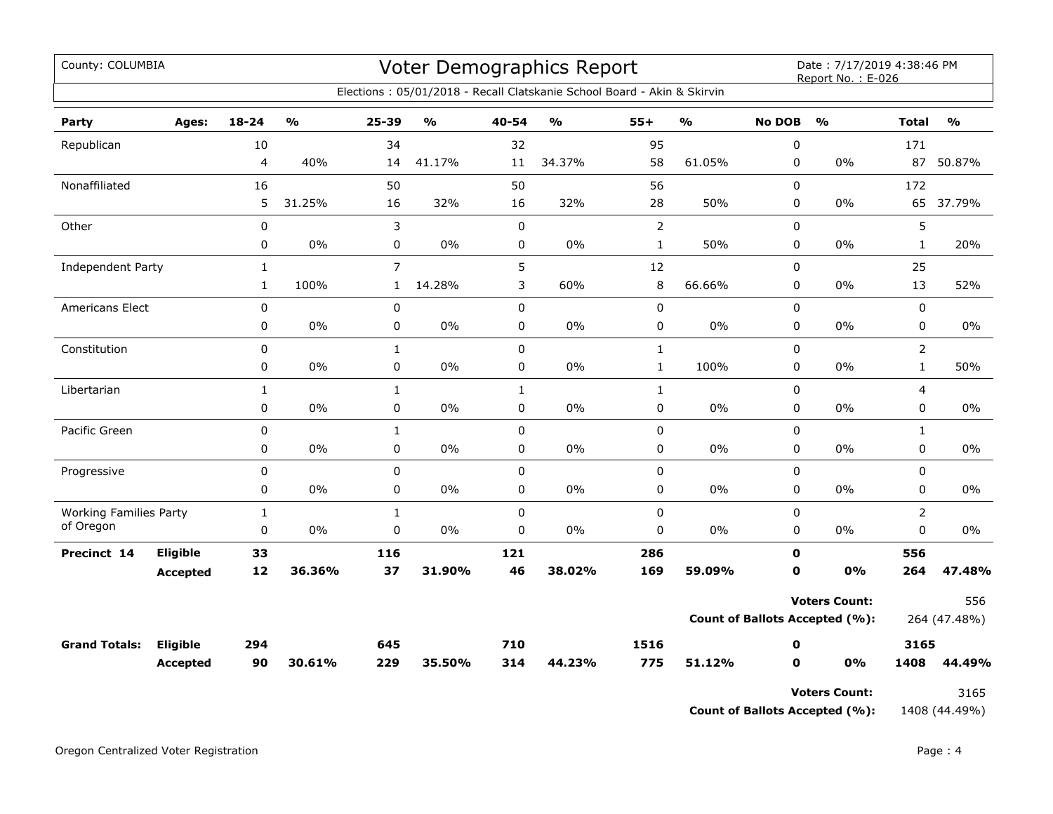County: COLUMBIA

# Voter Demographics Report

Date : 7/17/2019 4:38:46 PM
Report No. : E-026

Elections : 05/01/2018 - Recall Clatskanie School Board - Akin & Skirvin

| Party | Ages: | 18-24 | % | 25-39 | % | 40-54 | % | 55+ | % | No DOB | % | Total | % |
|---|---|---|---|---|---|---|---|---|---|---|---|---|---|
| Republican | | 10 | | 34 | | 32 | | 95 | | 0 | | 171 | |
| | | 4 | 40% | 14 | 41.17% | 11 | 34.37% | 58 | 61.05% | 0 | 0% | 87 | 50.87% |
| Nonaffiliated | | 16 | | 50 | | 50 | | 56 | | 0 | | 172 | |
| | | 5 | 31.25% | 16 | 32% | 16 | 32% | 28 | 50% | 0 | 0% | 65 | 37.79% |
| Other | | 0 | | 3 | | 0 | | 2 | | 0 | | 5 | |
| | | 0 | 0% | 0 | 0% | 0 | 0% | 1 | 50% | 0 | 0% | 1 | 20% |
| Independent Party | | 1 | | 7 | | 5 | | 12 | | 0 | | 25 | |
| | | 1 | 100% | 1 | 14.28% | 3 | 60% | 8 | 66.66% | 0 | 0% | 13 | 52% |
| Americans Elect | | 0 | | 0 | | 0 | | 0 | | 0 | | 0 | |
| | | 0 | 0% | 0 | 0% | 0 | 0% | 0 | 0% | 0 | 0% | 0 | 0% |
| Constitution | | 0 | | 1 | | 0 | | 1 | | 0 | | 2 | |
| | | 0 | 0% | 0 | 0% | 0 | 0% | 1 | 100% | 0 | 0% | 1 | 50% |
| Libertarian | | 1 | | 1 | | 1 | | 1 | | 0 | | 4 | |
| | | 0 | 0% | 0 | 0% | 0 | 0% | 0 | 0% | 0 | 0% | 0 | 0% |
| Pacific Green | | 0 | | 1 | | 0 | | 0 | | 0 | | 1 | |
| | | 0 | 0% | 0 | 0% | 0 | 0% | 0 | 0% | 0 | 0% | 0 | 0% |
| Progressive | | 0 | | 0 | | 0 | | 0 | | 0 | | 0 | |
| | | 0 | 0% | 0 | 0% | 0 | 0% | 0 | 0% | 0 | 0% | 0 | 0% |
| Working Families Party of Oregon | | 1 | | 1 | | 0 | | 0 | | 0 | | 2 | |
| | | 0 | 0% | 0 | 0% | 0 | 0% | 0 | 0% | 0 | 0% | 0 | 0% |
| **Precinct 14** | **Eligible** | **33** | | **116** | | **121** | | **286** | | **0** | | **556** | |
| | **Accepted** | **12** | **36.36%** | **37** | **31.90%** | **46** | **38.02%** | **169** | **59.09%** | **0** | **0%** | **264** | **47.48%** |

**Voters Count:** 556

**Count of Ballots Accepted (%):** 264 (47.48%)

| | | 18-24 | % | 25-39 | % | 40-54 | % | 55+ | % | No DOB | % | Total | % |
|---|---|---|---|---|---|---|---|---|---|---|---|---|---|
| **Grand Totals:** | **Eligible** | **294** | | **645** | | **710** | | **1516** | | **0** | | **3165** | |
| | **Accepted** | **90** | **30.61%** | **229** | **35.50%** | **314** | **44.23%** | **775** | **51.12%** | **0** | **0%** | **1408** | **44.49%** |

**Voters Count:** 3165

**Count of Ballots Accepted (%):** 1408 (44.49%)

Oregon Centralized Voter Registration